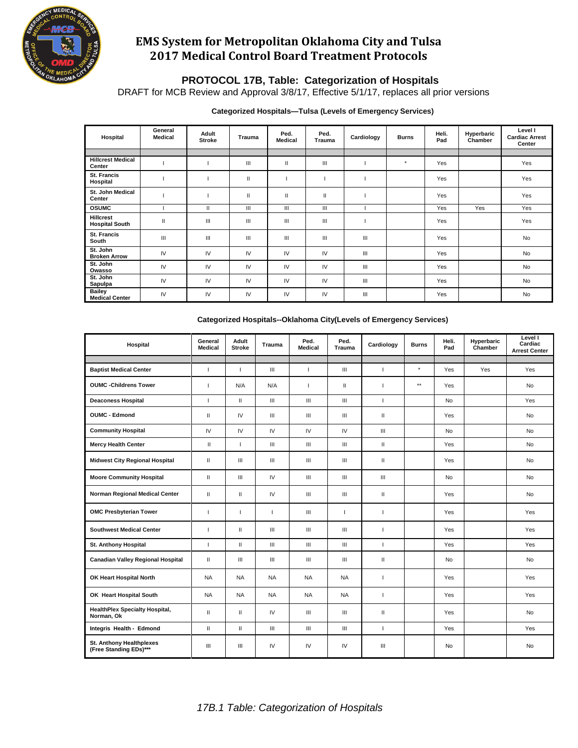# EMS System for Metropolitan Oklahoma City and Tulsa
# 2017 Medical Control Board Treatment Protocols

## PROTOCOL 17B, Table: Categorization of Hospitals

DRAFT for MCB Review and Approval 3/8/17, Effective 5/1/17, replaces all prior versions

### Categorized Hospitals—Tulsa (Levels of Emergency Services)

| Hospital | General Medical | Adult Stroke | Trauma | Ped. Medical | Ped. Trauma | Cardiology | Burns | Heli. Pad | Hyperbaric Chamber | Level I Cardiac Arrest Center |
|---|---|---|---|---|---|---|---|---|---|---|
| Hillcrest Medical Center | I | I | III | II | III | I | * | Yes | | Yes |
| St. Francis Hospital | I | I | II | I | I | I | | Yes | | Yes |
| St. John Medical Center | I | I | II | II | II | I | | Yes | | Yes |
| OSUMC | I | II | III | III | III | I | | Yes | Yes | Yes |
| Hillcrest Hospital South | II | III | III | III | III | I | | Yes | | Yes |
| St. Francis South | III | III | III | III | III | III | | Yes | | No |
| St. John Broken Arrow | IV | IV | IV | IV | IV | III | | Yes | | No |
| St. John Owasso | IV | IV | IV | IV | IV | III | | Yes | | No |
| St. John Sapulpa | IV | IV | IV | IV | IV | III | | Yes | | No |
| Bailey Medical Center | IV | IV | IV | IV | IV | III | | Yes | | No |

### Categorized Hospitals--Oklahoma City(Levels of Emergency Services)

| Hospital | General Medical | Adult Stroke | Trauma | Ped. Medical | Ped. Trauma | Cardiology | Burns | Heli. Pad | Hyperbaric Chamber | Level I Cardiac Arrest Center |
|---|---|---|---|---|---|---|---|---|---|---|
| Baptist Medical Center | I | I | III | I | III | I | * | Yes | Yes | Yes |
| OUMC -Childrens Tower | I | N/A | N/A | I | II | I | ** | Yes | | No |
| Deaconess Hospital | I | II | III | III | III | I | | No | | Yes |
| OUMC - Edmond | II | IV | III | III | III | II | | Yes | | No |
| Community Hospital | IV | IV | IV | IV | IV | III | | No | | No |
| Mercy Health Center | II | I | III | III | III | II | | Yes | | No |
| Midwest City Regional Hospital | II | III | III | III | III | II | | Yes | | No |
| Moore Community Hospital | II | III | IV | III | III | III | | No | | No |
| Norman Regional Medical Center | II | II | IV | III | III | II | | Yes | | No |
| OMC Presbyterian Tower | I | I | I | III | I | I | | Yes | | Yes |
| Southwest Medical Center | I | II | III | III | III | I | | Yes | | Yes |
| St. Anthony Hospital | I | II | III | III | III | I | | Yes | | Yes |
| Canadian Valley Regional Hospital | II | III | III | III | III | II | | No | | No |
| OK Heart Hospital North | NA | NA | NA | NA | NA | I | | Yes | | Yes |
| OK Heart Hospital South | NA | NA | NA | NA | NA | I | | Yes | | Yes |
| HealthPlex Specialty Hospital, Norman, Ok | II | II | IV | III | III | II | | Yes | | No |
| Integris Health - Edmond | II | II | III | III | III | I | | Yes | | Yes |
| St. Anthony Healthplexes (Free Standing EDs)*** | III | III | IV | IV | IV | III | | No | | No |

*17B.1 Table: Categorization of Hospitals*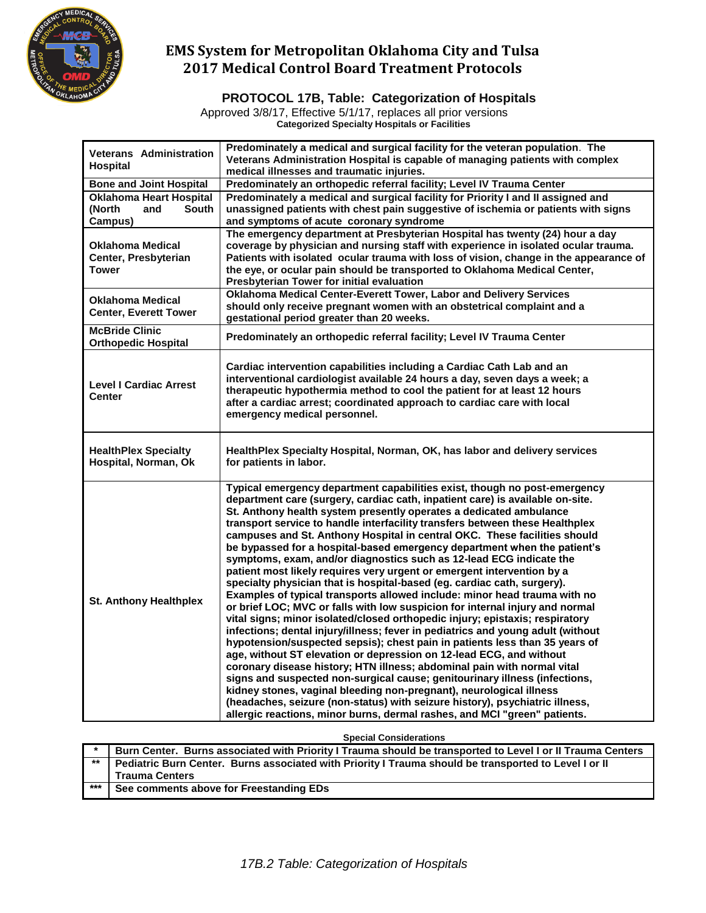# EMS System for Metropolitan Oklahoma City and Tulsa
# 2017 Medical Control Board Treatment Protocols

## PROTOCOL 17B, Table: Categorization of Hospitals

Approved 3/8/17, Effective 5/1/17, replaces all prior versions

**Categorized Specialty Hospitals or Facilities**

| | |
|---|---|
| **Veterans Administration Hospital** | **Predominately a medical and surgical facility for the veteran population. The Veterans Administration Hospital is capable of managing patients with complex medical illnesses and traumatic injuries.** |
| **Bone and Joint Hospital** | **Predominately an orthopedic referral facility; Level IV Trauma Center** |
| **Oklahoma Heart Hospital (North and South Campus)** | **Predominately a medical and surgical facility for Priority I and II assigned and unassigned patients with chest pain suggestive of ischemia or patients with signs and symptoms of acute coronary syndrome** |
| **Oklahoma Medical Center, Presbyterian Tower** | **The emergency department at Presbyterian Hospital has twenty (24) hour a day coverage by physician and nursing staff with experience in isolated ocular trauma. Patients with isolated ocular trauma with loss of vision, change in the appearance of the eye, or ocular pain should be transported to Oklahoma Medical Center, Presbyterian Tower for initial evaluation** |
| **Oklahoma Medical Center, Everett Tower** | **Oklahoma Medical Center-Everett Tower, Labor and Delivery Services should only receive pregnant women with an obstetrical complaint and a gestational period greater than 20 weeks.** |
| **McBride Clinic Orthopedic Hospital** | **Predominately an orthopedic referral facility; Level IV Trauma Center** |
| **Level I Cardiac Arrest Center** | **Cardiac intervention capabilities including a Cardiac Cath Lab and an interventional cardiologist available 24 hours a day, seven days a week; a therapeutic hypothermia method to cool the patient for at least 12 hours after a cardiac arrest; coordinated approach to cardiac care with local emergency medical personnel.** |
| **HealthPlex Specialty Hospital, Norman, Ok** | **HealthPlex Specialty Hospital, Norman, OK, has labor and delivery services for patients in labor.** |
| **St. Anthony Healthplex** | **Typical emergency department capabilities exist, though no post-emergency department care (surgery, cardiac cath, inpatient care) is available on-site. St. Anthony health system presently operates a dedicated ambulance transport service to handle interfacility transfers between these Healthplex campuses and St. Anthony Hospital in central OKC. These facilities should be bypassed for a hospital-based emergency department when the patient's symptoms, exam, and/or diagnostics such as 12-lead ECG indicate the patient most likely requires very urgent or emergent intervention by a specialty physician that is hospital-based (eg. cardiac cath, surgery). Examples of typical transports allowed include: minor head trauma with no or brief LOC; MVC or falls with low suspicion for internal injury and normal vital signs; minor isolated/closed orthopedic injury; epistaxis; respiratory infections; dental injury/illness; fever in pediatrics and young adult (without hypotension/suspected sepsis); chest pain in patients less than 35 years of age, without ST elevation or depression on 12-lead ECG, and without coronary disease history; HTN illness; abdominal pain with normal vital signs and suspected non-surgical cause; genitourinary illness (infections, kidney stones, vaginal bleeding non-pregnant), neurological illness (headaches, seizure (non-status) with seizure history), psychiatric illness, allergic reactions, minor burns, dermal rashes, and MCI "green" patients.** |

**Special Considerations**

| | |
|---|---|
| * | **Burn Center. Burns associated with Priority I Trauma should be transported to Level I or II Trauma Centers** |
| ** | **Pediatric Burn Center. Burns associated with Priority I Trauma should be transported to Level I or II Trauma Centers** |
| *** | **See comments above for Freestanding EDs** |